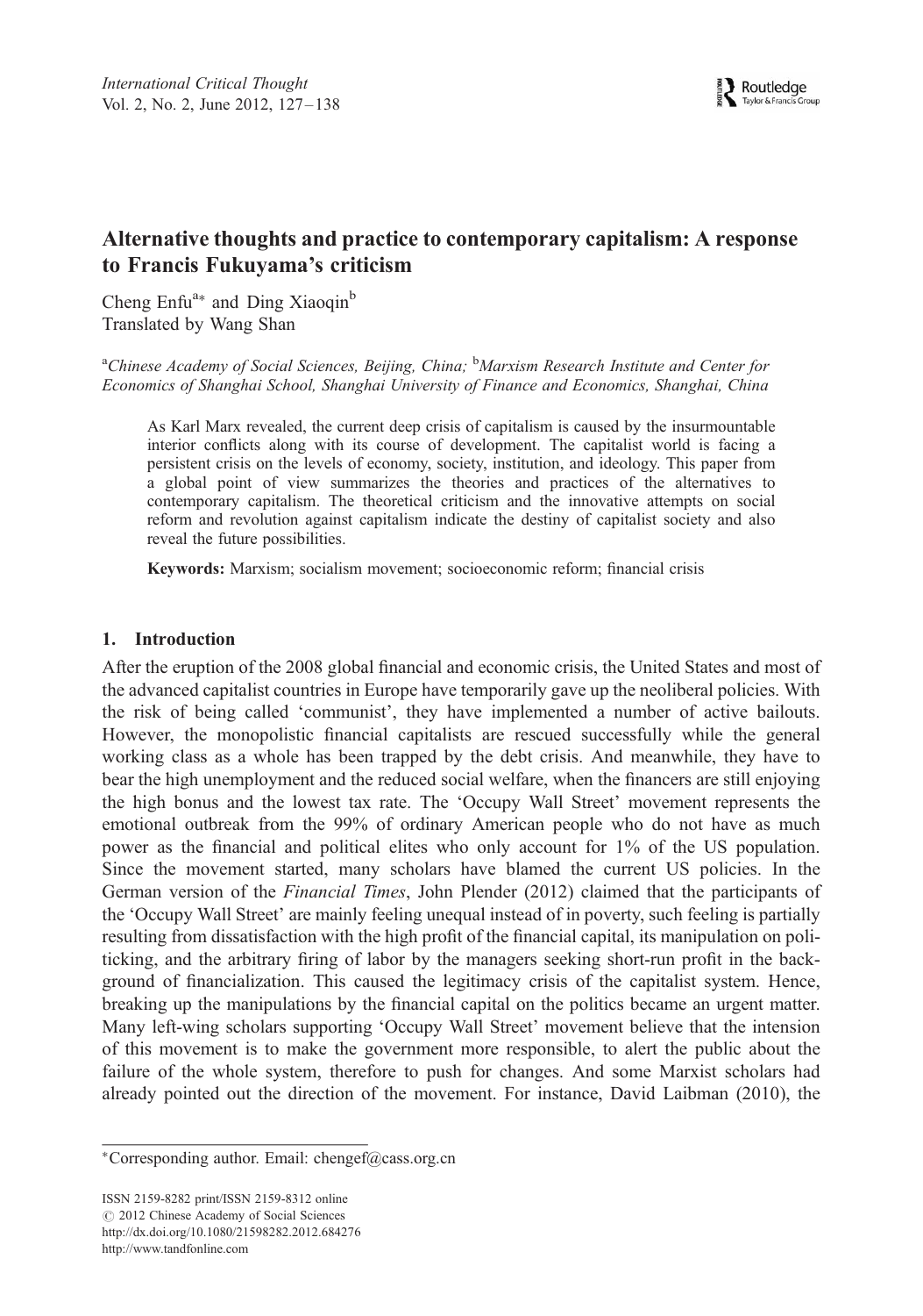# Alternative thoughts and practice to contemporary capitalism: A response to Francis Fukuyama's criticism

Cheng Enfu[a*] and Ding Xiaoqin[b]
Translated by Wang Shan

[a]*Chinese Academy of Social Sciences, Beijing, China;* [b]*Marxism Research Institute and Center for Economics of Shanghai School, Shanghai University of Finance and Economics, Shanghai, China*

As Karl Marx revealed, the current deep crisis of capitalism is caused by the insurmountable interior conflicts along with its course of development. The capitalist world is facing a persistent crisis on the levels of economy, society, institution, and ideology. This paper from a global point of view summarizes the theories and practices of the alternatives to contemporary capitalism. The theoretical criticism and the innovative attempts on social reform and revolution against capitalism indicate the destiny of capitalist society and also reveal the future possibilities.

**Keywords:** Marxism; socialism movement; socioeconomic reform; financial crisis

## 1. Introduction

After the eruption of the 2008 global financial and economic crisis, the United States and most of the advanced capitalist countries in Europe have temporarily gave up the neoliberal policies. With the risk of being called 'communist', they have implemented a number of active bailouts. However, the monopolistic financial capitalists are rescued successfully while the general working class as a whole has been trapped by the debt crisis. And meanwhile, they have to bear the high unemployment and the reduced social welfare, when the financers are still enjoying the high bonus and the lowest tax rate. The 'Occupy Wall Street' movement represents the emotional outbreak from the 99% of ordinary American people who do not have as much power as the financial and political elites who only account for 1% of the US population. Since the movement started, many scholars have blamed the current US policies. In the German version of the *Financial Times*, John Plender (2012) claimed that the participants of the 'Occupy Wall Street' are mainly feeling unequal instead of in poverty, such feeling is partially resulting from dissatisfaction with the high profit of the financial capital, its manipulation on politicking, and the arbitrary firing of labor by the managers seeking short-run profit in the background of financialization. This caused the legitimacy crisis of the capitalist system. Hence, breaking up the manipulations by the financial capital on the politics became an urgent matter. Many left-wing scholars supporting 'Occupy Wall Street' movement believe that the intension of this movement is to make the government more responsible, to alert the public about the failure of the whole system, therefore to push for changes. And some Marxist scholars had already pointed out the direction of the movement. For instance, David Laibman (2010), the

---

*Corresponding author. Email: chengef@cass.org.cn

ISSN 2159-8282 print/ISSN 2159-8312 online
© 2012 Chinese Academy of Social Sciences
http://dx.doi.org/10.1080/21598282.2012.684276
http://www.tandfonline.com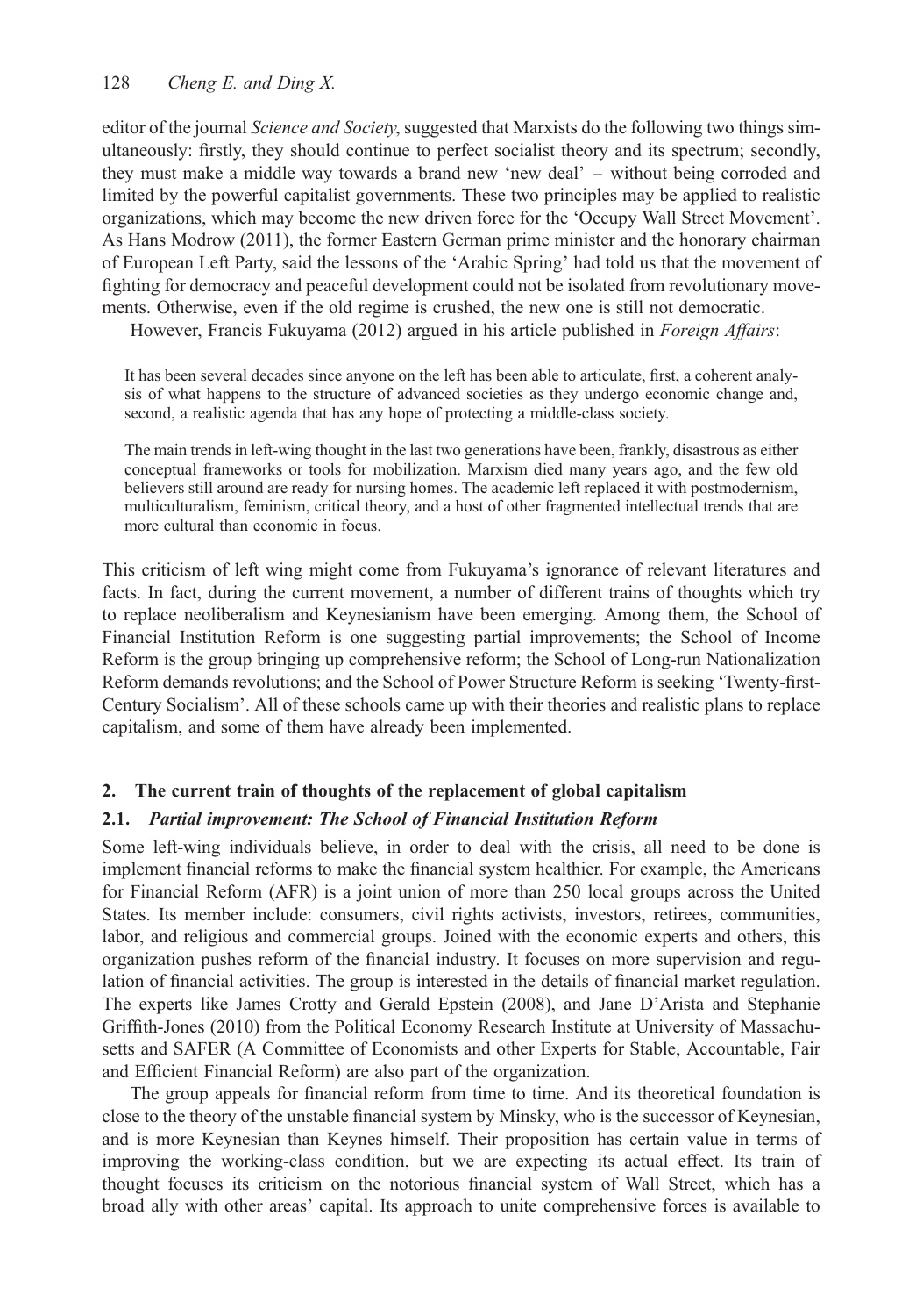editor of the journal *Science and Society*, suggested that Marxists do the following two things simultaneously: firstly, they should continue to perfect socialist theory and its spectrum; secondly, they must make a middle way towards a brand new 'new deal' – without being corroded and limited by the powerful capitalist governments. These two principles may be applied to realistic organizations, which may become the new driven force for the 'Occupy Wall Street Movement'. As Hans Modrow (2011), the former Eastern German prime minister and the honorary chairman of European Left Party, said the lessons of the 'Arabic Spring' had told us that the movement of fighting for democracy and peaceful development could not be isolated from revolutionary movements. Otherwise, even if the old regime is crushed, the new one is still not democratic.

However, Francis Fukuyama (2012) argued in his article published in *Foreign Affairs*:

> It has been several decades since anyone on the left has been able to articulate, first, a coherent analysis of what happens to the structure of advanced societies as they undergo economic change and, second, a realistic agenda that has any hope of protecting a middle-class society.
>
> The main trends in left-wing thought in the last two generations have been, frankly, disastrous as either conceptual frameworks or tools for mobilization. Marxism died many years ago, and the few old believers still around are ready for nursing homes. The academic left replaced it with postmodernism, multiculturalism, feminism, critical theory, and a host of other fragmented intellectual trends that are more cultural than economic in focus.

This criticism of left wing might come from Fukuyama's ignorance of relevant literatures and facts. In fact, during the current movement, a number of different trains of thoughts which try to replace neoliberalism and Keynesianism have been emerging. Among them, the School of Financial Institution Reform is one suggesting partial improvements; the School of Income Reform is the group bringing up comprehensive reform; the School of Long-run Nationalization Reform demands revolutions; and the School of Power Structure Reform is seeking 'Twenty-first-Century Socialism'. All of these schools came up with their theories and realistic plans to replace capitalism, and some of them have already been implemented.

## 2. The current train of thoughts of the replacement of global capitalism

### 2.1. *Partial improvement: The School of Financial Institution Reform*

Some left-wing individuals believe, in order to deal with the crisis, all need to be done is implement financial reforms to make the financial system healthier. For example, the Americans for Financial Reform (AFR) is a joint union of more than 250 local groups across the United States. Its member include: consumers, civil rights activists, investors, retirees, communities, labor, and religious and commercial groups. Joined with the economic experts and others, this organization pushes reform of the financial industry. It focuses on more supervision and regulation of financial activities. The group is interested in the details of financial market regulation. The experts like James Crotty and Gerald Epstein (2008), and Jane D'Arista and Stephanie Griffith-Jones (2010) from the Political Economy Research Institute at University of Massachusetts and SAFER (A Committee of Economists and other Experts for Stable, Accountable, Fair and Efficient Financial Reform) are also part of the organization.

The group appeals for financial reform from time to time. And its theoretical foundation is close to the theory of the unstable financial system by Minsky, who is the successor of Keynesian, and is more Keynesian than Keynes himself. Their proposition has certain value in terms of improving the working-class condition, but we are expecting its actual effect. Its train of thought focuses its criticism on the notorious financial system of Wall Street, which has a broad ally with other areas' capital. Its approach to unite comprehensive forces is available to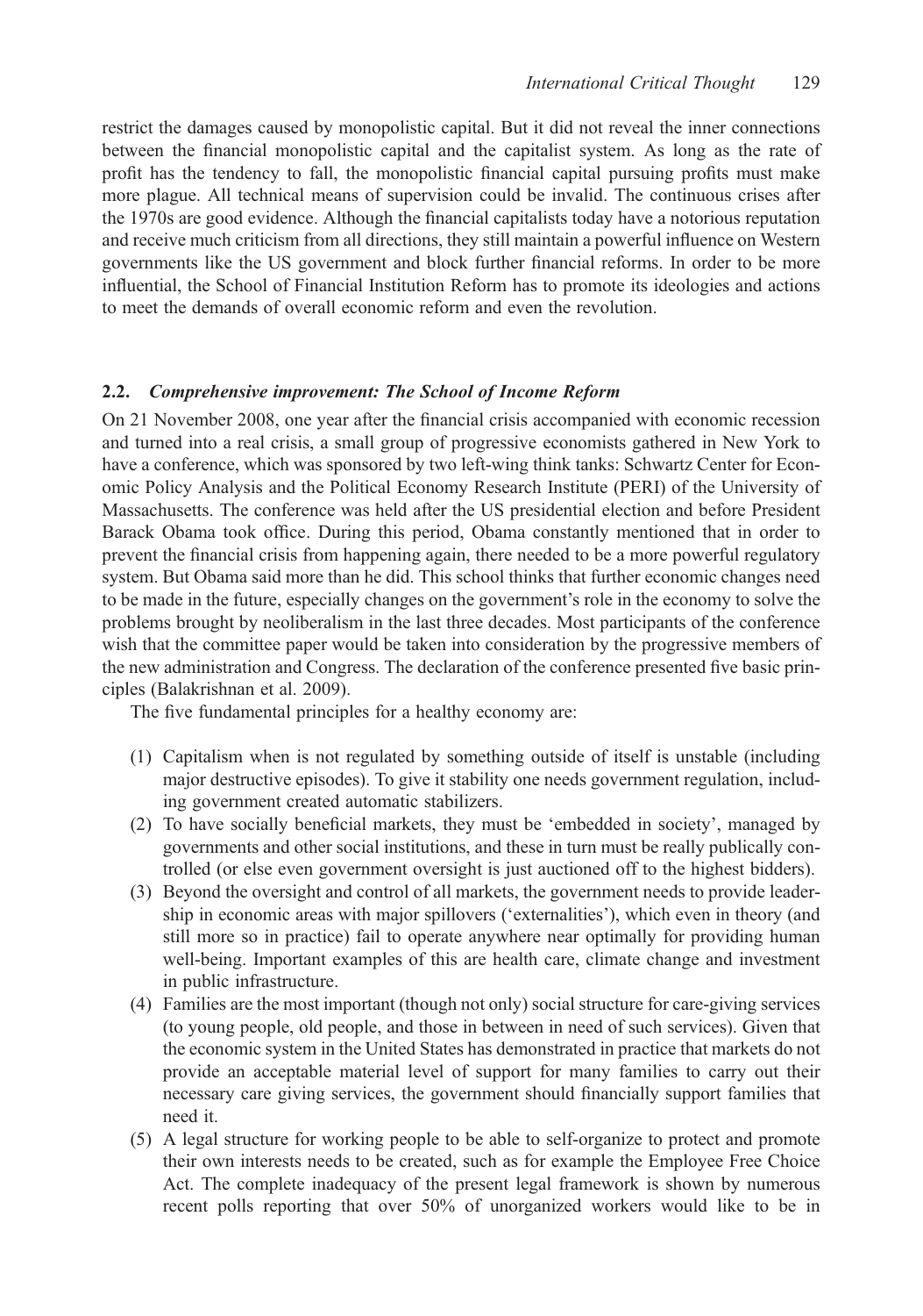restrict the damages caused by monopolistic capital. But it did not reveal the inner connections between the financial monopolistic capital and the capitalist system. As long as the rate of profit has the tendency to fall, the monopolistic financial capital pursuing profits must make more plague. All technical means of supervision could be invalid. The continuous crises after the 1970s are good evidence. Although the financial capitalists today have a notorious reputation and receive much criticism from all directions, they still maintain a powerful influence on Western governments like the US government and block further financial reforms. In order to be more influential, the School of Financial Institution Reform has to promote its ideologies and actions to meet the demands of overall economic reform and even the revolution.

### 2.2. *Comprehensive improvement: The School of Income Reform*

On 21 November 2008, one year after the financial crisis accompanied with economic recession and turned into a real crisis, a small group of progressive economists gathered in New York to have a conference, which was sponsored by two left-wing think tanks: Schwartz Center for Economic Policy Analysis and the Political Economy Research Institute (PERI) of the University of Massachusetts. The conference was held after the US presidential election and before President Barack Obama took office. During this period, Obama constantly mentioned that in order to prevent the financial crisis from happening again, there needed to be a more powerful regulatory system. But Obama said more than he did. This school thinks that further economic changes need to be made in the future, especially changes on the government's role in the economy to solve the problems brought by neoliberalism in the last three decades. Most participants of the conference wish that the committee paper would be taken into consideration by the progressive members of the new administration and Congress. The declaration of the conference presented five basic principles (Balakrishnan et al. 2009).

The five fundamental principles for a healthy economy are:

(1) Capitalism when is not regulated by something outside of itself is unstable (including major destructive episodes). To give it stability one needs government regulation, including government created automatic stabilizers.
(2) To have socially beneficial markets, they must be 'embedded in society', managed by governments and other social institutions, and these in turn must be really publically controlled (or else even government oversight is just auctioned off to the highest bidders).
(3) Beyond the oversight and control of all markets, the government needs to provide leadership in economic areas with major spillovers ('externalities'), which even in theory (and still more so in practice) fail to operate anywhere near optimally for providing human well-being. Important examples of this are health care, climate change and investment in public infrastructure.
(4) Families are the most important (though not only) social structure for care-giving services (to young people, old people, and those in between in need of such services). Given that the economic system in the United States has demonstrated in practice that markets do not provide an acceptable material level of support for many families to carry out their necessary care giving services, the government should financially support families that need it.
(5) A legal structure for working people to be able to self-organize to protect and promote their own interests needs to be created, such as for example the Employee Free Choice Act. The complete inadequacy of the present legal framework is shown by numerous recent polls reporting that over 50% of unorganized workers would like to be in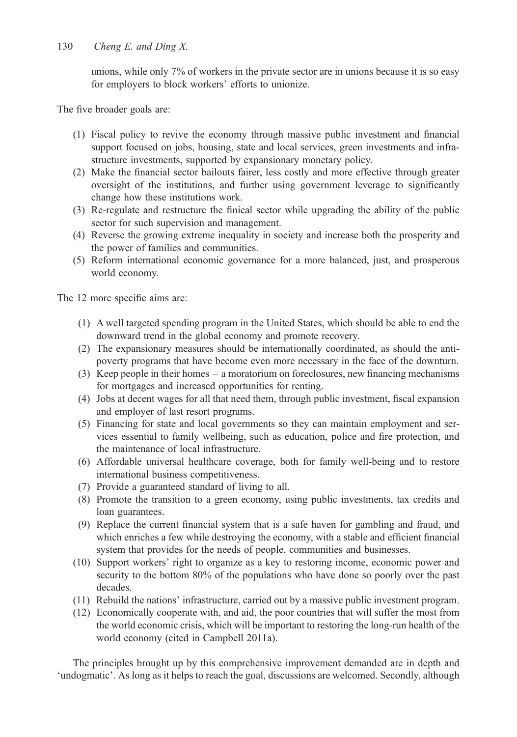unions, while only 7% of workers in the private sector are in unions because it is so easy for employers to block workers' efforts to unionize.

The five broader goals are:

(1) Fiscal policy to revive the economy through massive public investment and financial support focused on jobs, housing, state and local services, green investments and infrastructure investments, supported by expansionary monetary policy.
(2) Make the financial sector bailouts fairer, less costly and more effective through greater oversight of the institutions, and further using government leverage to significantly change how these institutions work.
(3) Re-regulate and restructure the finical sector while upgrading the ability of the public sector for such supervision and management.
(4) Reverse the growing extreme inequality in society and increase both the prosperity and the power of families and communities.
(5) Reform international economic governance for a more balanced, just, and prosperous world economy.

The 12 more specific aims are:

(1) A well targeted spending program in the United States, which should be able to end the downward trend in the global economy and promote recovery.
(2) The expansionary measures should be internationally coordinated, as should the anti-poverty programs that have become even more necessary in the face of the downturn.
(3) Keep people in their homes – a moratorium on foreclosures, new financing mechanisms for mortgages and increased opportunities for renting.
(4) Jobs at decent wages for all that need them, through public investment, fiscal expansion and employer of last resort programs.
(5) Financing for state and local governments so they can maintain employment and services essential to family wellbeing, such as education, police and fire protection, and the maintenance of local infrastructure.
(6) Affordable universal healthcare coverage, both for family well-being and to restore international business competitiveness.
(7) Provide a guaranteed standard of living to all.
(8) Promote the transition to a green economy, using public investments, tax credits and loan guarantees.
(9) Replace the current financial system that is a safe haven for gambling and fraud, and which enriches a few while destroying the economy, with a stable and efficient financial system that provides for the needs of people, communities and businesses.
(10) Support workers' right to organize as a key to restoring income, economic power and security to the bottom 80% of the populations who have done so poorly over the past decades.
(11) Rebuild the nations' infrastructure, carried out by a massive public investment program.
(12) Economically cooperate with, and aid, the poor countries that will suffer the most from the world economic crisis, which will be important to restoring the long-run health of the world economy (cited in Campbell 2011a).

The principles brought up by this comprehensive improvement demanded are in depth and 'undogmatic'. As long as it helps to reach the goal, discussions are welcomed. Secondly, although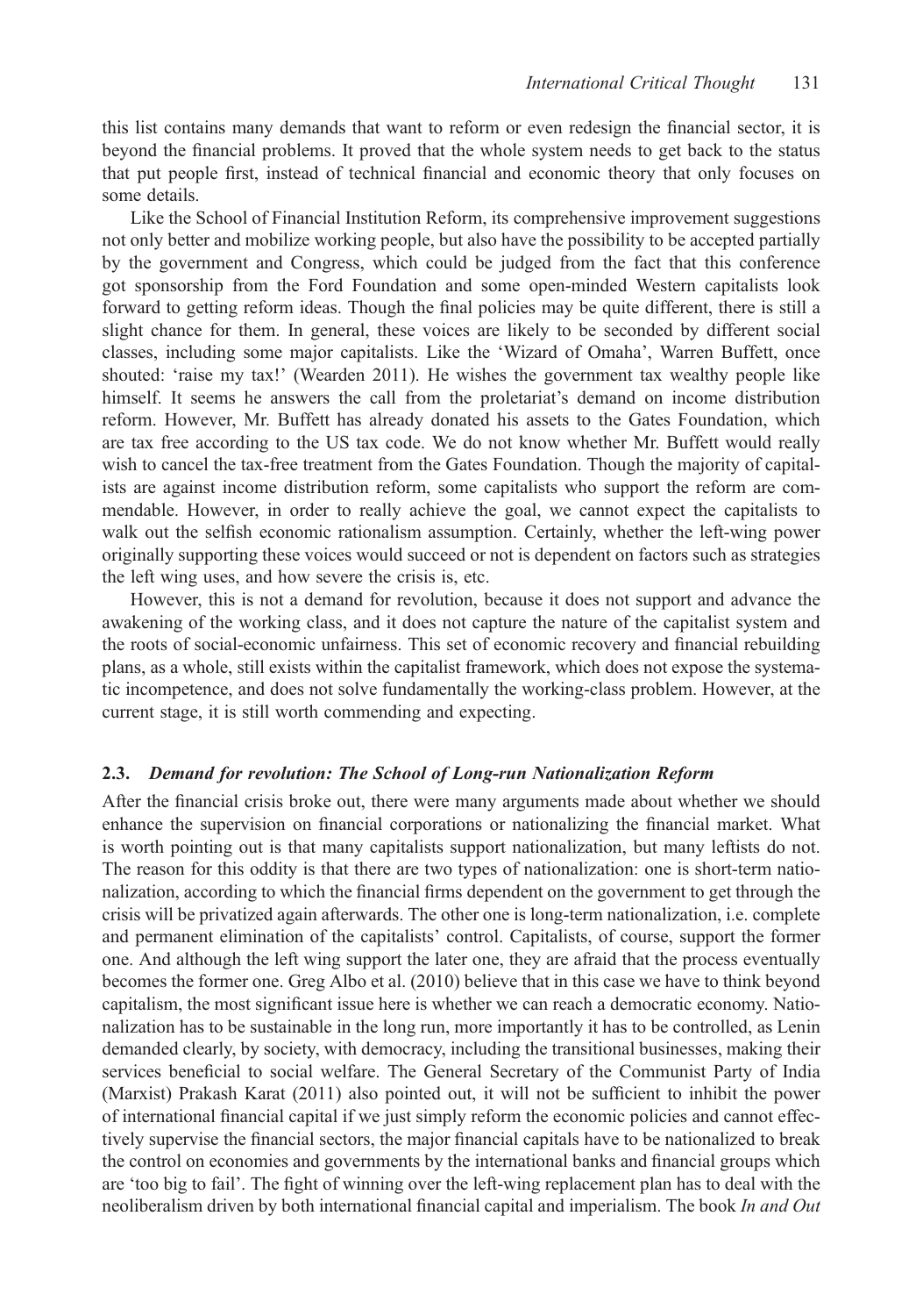this list contains many demands that want to reform or even redesign the financial sector, it is beyond the financial problems. It proved that the whole system needs to get back to the status that put people first, instead of technical financial and economic theory that only focuses on some details.

Like the School of Financial Institution Reform, its comprehensive improvement suggestions not only better and mobilize working people, but also have the possibility to be accepted partially by the government and Congress, which could be judged from the fact that this conference got sponsorship from the Ford Foundation and some open-minded Western capitalists look forward to getting reform ideas. Though the final policies may be quite different, there is still a slight chance for them. In general, these voices are likely to be seconded by different social classes, including some major capitalists. Like the 'Wizard of Omaha', Warren Buffett, once shouted: 'raise my tax!' (Wearden 2011). He wishes the government tax wealthy people like himself. It seems he answers the call from the proletariat's demand on income distribution reform. However, Mr. Buffett has already donated his assets to the Gates Foundation, which are tax free according to the US tax code. We do not know whether Mr. Buffett would really wish to cancel the tax-free treatment from the Gates Foundation. Though the majority of capitalists are against income distribution reform, some capitalists who support the reform are commendable. However, in order to really achieve the goal, we cannot expect the capitalists to walk out the selfish economic rationalism assumption. Certainly, whether the left-wing power originally supporting these voices would succeed or not is dependent on factors such as strategies the left wing uses, and how severe the crisis is, etc.

However, this is not a demand for revolution, because it does not support and advance the awakening of the working class, and it does not capture the nature of the capitalist system and the roots of social-economic unfairness. This set of economic recovery and financial rebuilding plans, as a whole, still exists within the capitalist framework, which does not expose the systematic incompetence, and does not solve fundamentally the working-class problem. However, at the current stage, it is still worth commending and expecting.

### 2.3. *Demand for revolution: The School of Long-run Nationalization Reform*

After the financial crisis broke out, there were many arguments made about whether we should enhance the supervision on financial corporations or nationalizing the financial market. What is worth pointing out is that many capitalists support nationalization, but many leftists do not. The reason for this oddity is that there are two types of nationalization: one is short-term nationalization, according to which the financial firms dependent on the government to get through the crisis will be privatized again afterwards. The other one is long-term nationalization, i.e. complete and permanent elimination of the capitalists' control. Capitalists, of course, support the former one. And although the left wing support the later one, they are afraid that the process eventually becomes the former one. Greg Albo et al. (2010) believe that in this case we have to think beyond capitalism, the most significant issue here is whether we can reach a democratic economy. Nationalization has to be sustainable in the long run, more importantly it has to be controlled, as Lenin demanded clearly, by society, with democracy, including the transitional businesses, making their services beneficial to social welfare. The General Secretary of the Communist Party of India (Marxist) Prakash Karat (2011) also pointed out, it will not be sufficient to inhibit the power of international financial capital if we just simply reform the economic policies and cannot effectively supervise the financial sectors, the major financial capitals have to be nationalized to break the control on economies and governments by the international banks and financial groups which are 'too big to fail'. The fight of winning over the left-wing replacement plan has to deal with the neoliberalism driven by both international financial capital and imperialism. The book *In and Out*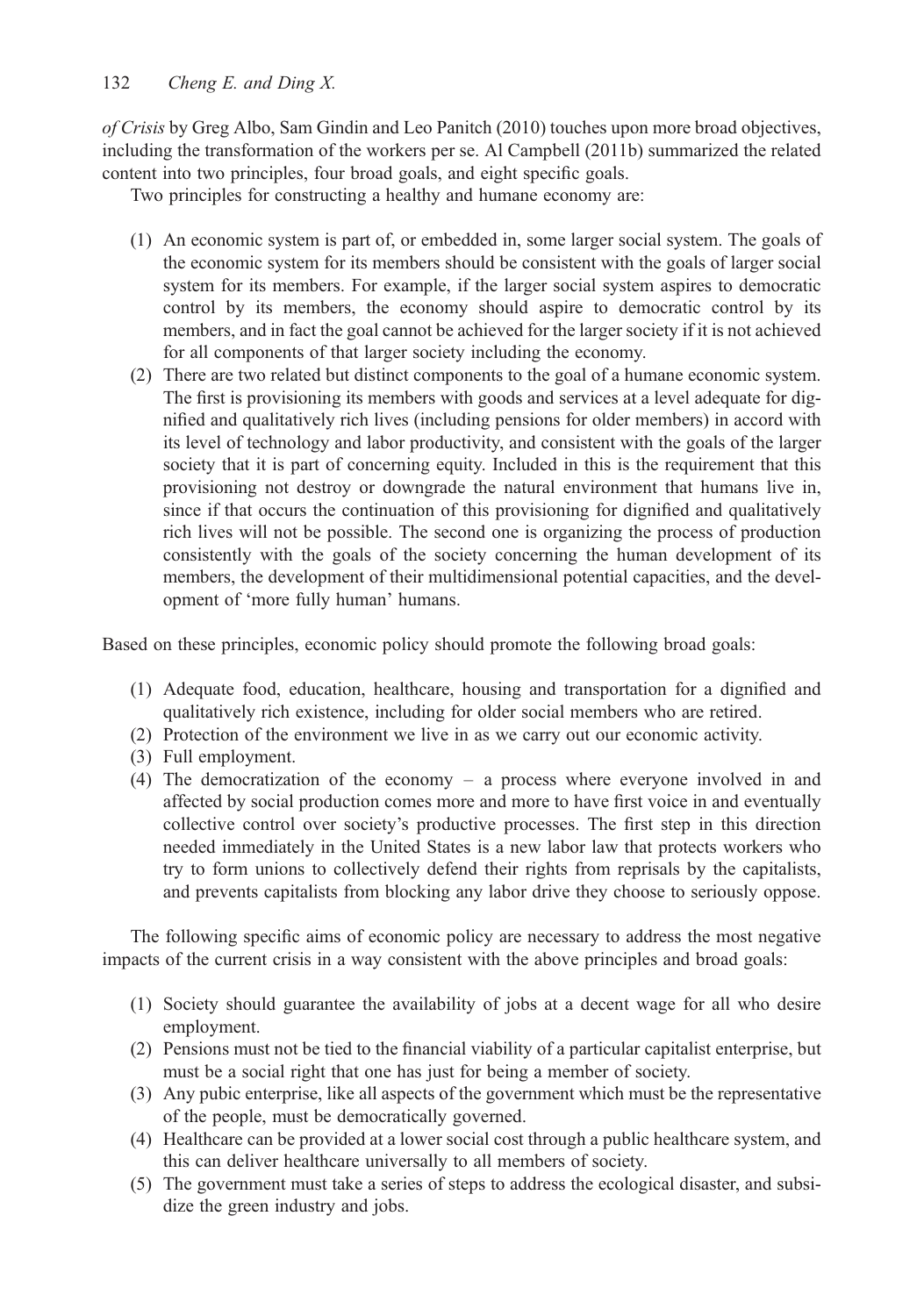*of Crisis* by Greg Albo, Sam Gindin and Leo Panitch (2010) touches upon more broad objectives, including the transformation of the workers per se. Al Campbell (2011b) summarized the related content into two principles, four broad goals, and eight specific goals.

Two principles for constructing a healthy and humane economy are:

(1) An economic system is part of, or embedded in, some larger social system. The goals of the economic system for its members should be consistent with the goals of larger social system for its members. For example, if the larger social system aspires to democratic control by its members, the economy should aspire to democratic control by its members, and in fact the goal cannot be achieved for the larger society if it is not achieved for all components of that larger society including the economy.

(2) There are two related but distinct components to the goal of a humane economic system. The first is provisioning its members with goods and services at a level adequate for dignified and qualitatively rich lives (including pensions for older members) in accord with its level of technology and labor productivity, and consistent with the goals of the larger society that it is part of concerning equity. Included in this is the requirement that this provisioning not destroy or downgrade the natural environment that humans live in, since if that occurs the continuation of this provisioning for dignified and qualitatively rich lives will not be possible. The second one is organizing the process of production consistently with the goals of the society concerning the human development of its members, the development of their multidimensional potential capacities, and the development of 'more fully human' humans.

Based on these principles, economic policy should promote the following broad goals:

(1) Adequate food, education, healthcare, housing and transportation for a dignified and qualitatively rich existence, including for older social members who are retired.
(2) Protection of the environment we live in as we carry out our economic activity.
(3) Full employment.
(4) The democratization of the economy – a process where everyone involved in and affected by social production comes more and more to have first voice in and eventually collective control over society's productive processes. The first step in this direction needed immediately in the United States is a new labor law that protects workers who try to form unions to collectively defend their rights from reprisals by the capitalists, and prevents capitalists from blocking any labor drive they choose to seriously oppose.

The following specific aims of economic policy are necessary to address the most negative impacts of the current crisis in a way consistent with the above principles and broad goals:

(1) Society should guarantee the availability of jobs at a decent wage for all who desire employment.
(2) Pensions must not be tied to the financial viability of a particular capitalist enterprise, but must be a social right that one has just for being a member of society.
(3) Any pubic enterprise, like all aspects of the government which must be the representative of the people, must be democratically governed.
(4) Healthcare can be provided at a lower social cost through a public healthcare system, and this can deliver healthcare universally to all members of society.
(5) The government must take a series of steps to address the ecological disaster, and subsidize the green industry and jobs.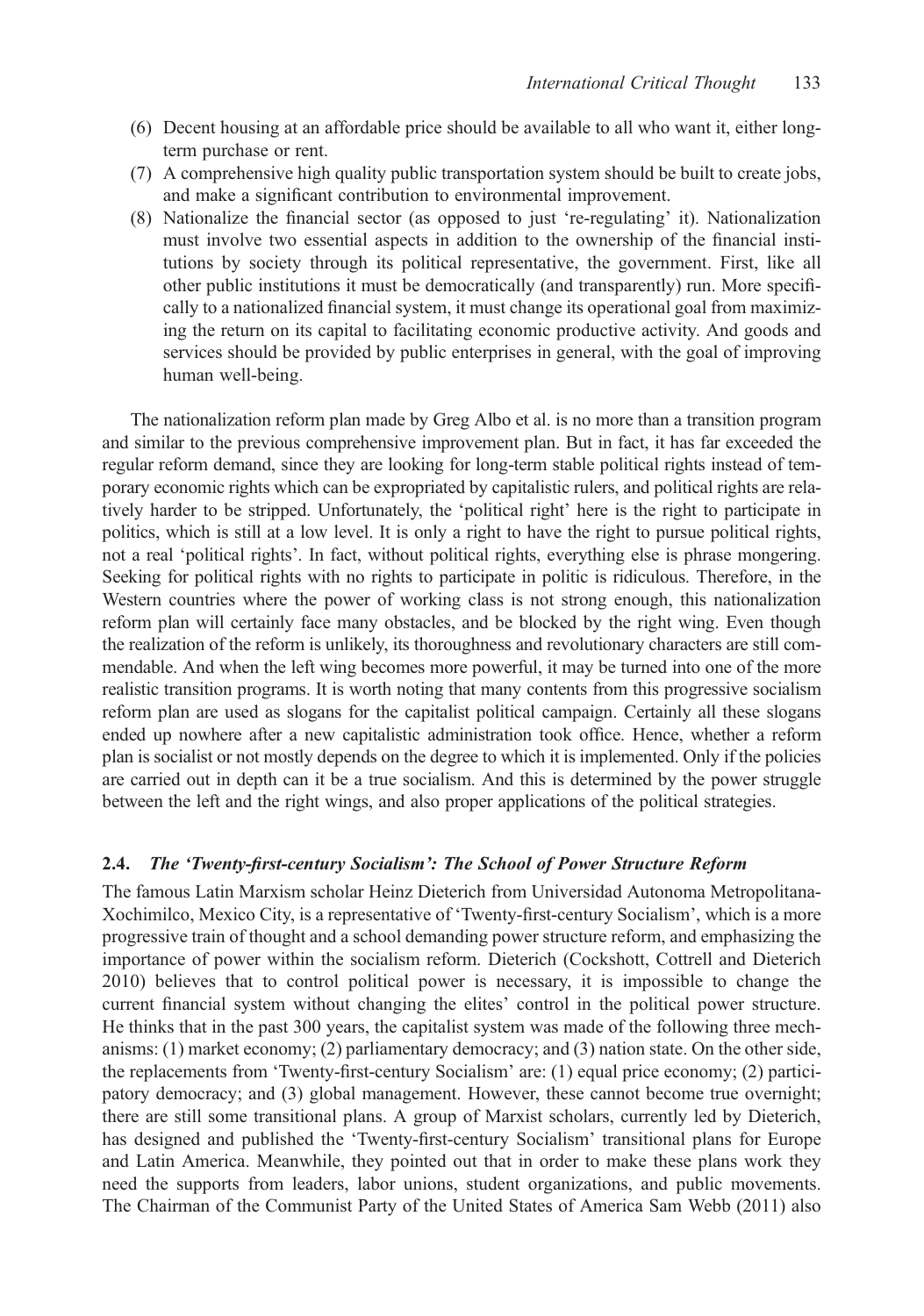(6) Decent housing at an affordable price should be available to all who want it, either long-term purchase or rent.
(7) A comprehensive high quality public transportation system should be built to create jobs, and make a significant contribution to environmental improvement.
(8) Nationalize the financial sector (as opposed to just 're-regulating' it). Nationalization must involve two essential aspects in addition to the ownership of the financial institutions by society through its political representative, the government. First, like all other public institutions it must be democratically (and transparently) run. More specifically to a nationalized financial system, it must change its operational goal from maximizing the return on its capital to facilitating economic productive activity. And goods and services should be provided by public enterprises in general, with the goal of improving human well-being.

The nationalization reform plan made by Greg Albo et al. is no more than a transition program and similar to the previous comprehensive improvement plan. But in fact, it has far exceeded the regular reform demand, since they are looking for long-term stable political rights instead of temporary economic rights which can be expropriated by capitalistic rulers, and political rights are relatively harder to be stripped. Unfortunately, the 'political right' here is the right to participate in politics, which is still at a low level. It is only a right to have the right to pursue political rights, not a real 'political rights'. In fact, without political rights, everything else is phrase mongering. Seeking for political rights with no rights to participate in politic is ridiculous. Therefore, in the Western countries where the power of working class is not strong enough, this nationalization reform plan will certainly face many obstacles, and be blocked by the right wing. Even though the realization of the reform is unlikely, its thoroughness and revolutionary characters are still commendable. And when the left wing becomes more powerful, it may be turned into one of the more realistic transition programs. It is worth noting that many contents from this progressive socialism reform plan are used as slogans for the capitalist political campaign. Certainly all these slogans ended up nowhere after a new capitalistic administration took office. Hence, whether a reform plan is socialist or not mostly depends on the degree to which it is implemented. Only if the policies are carried out in depth can it be a true socialism. And this is determined by the power struggle between the left and the right wings, and also proper applications of the political strategies.

### 2.4. *The 'Twenty-first-century Socialism': The School of Power Structure Reform*

The famous Latin Marxism scholar Heinz Dieterich from Universidad Autonoma Metropolitana-Xochimilco, Mexico City, is a representative of 'Twenty-first-century Socialism', which is a more progressive train of thought and a school demanding power structure reform, and emphasizing the importance of power within the socialism reform. Dieterich (Cockshott, Cottrell and Dieterich 2010) believes that to control political power is necessary, it is impossible to change the current financial system without changing the elites' control in the political power structure. He thinks that in the past 300 years, the capitalist system was made of the following three mechanisms: (1) market economy; (2) parliamentary democracy; and (3) nation state. On the other side, the replacements from 'Twenty-first-century Socialism' are: (1) equal price economy; (2) participatory democracy; and (3) global management. However, these cannot become true overnight; there are still some transitional plans. A group of Marxist scholars, currently led by Dieterich, has designed and published the 'Twenty-first-century Socialism' transitional plans for Europe and Latin America. Meanwhile, they pointed out that in order to make these plans work they need the supports from leaders, labor unions, student organizations, and public movements. The Chairman of the Communist Party of the United States of America Sam Webb (2011) also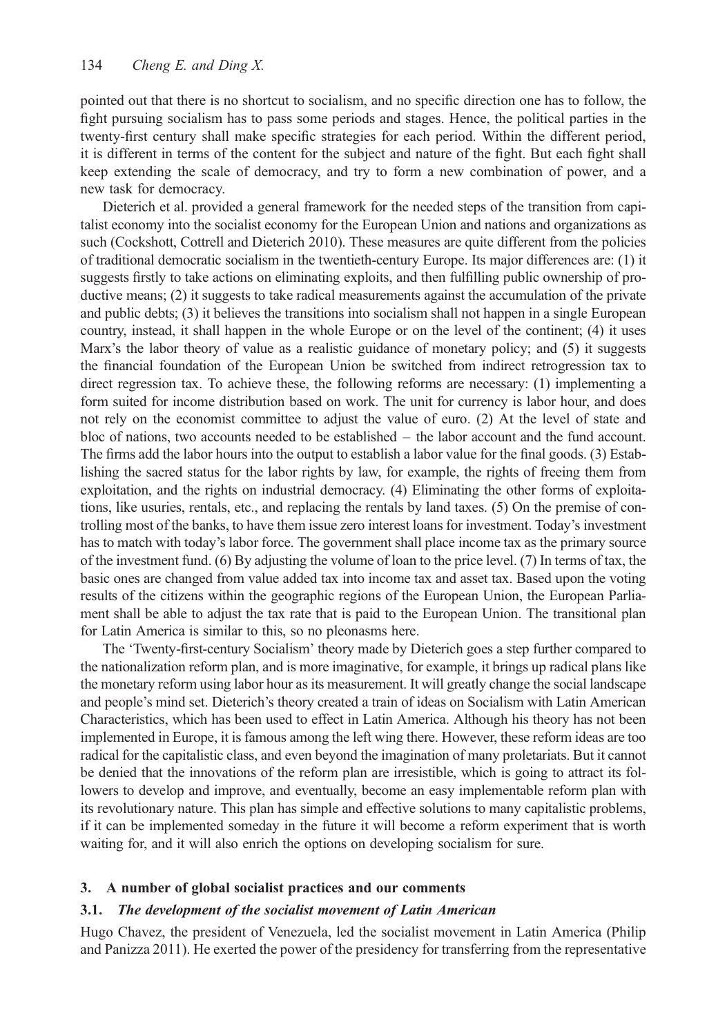pointed out that there is no shortcut to socialism, and no specific direction one has to follow, the fight pursuing socialism has to pass some periods and stages. Hence, the political parties in the twenty-first century shall make specific strategies for each period. Within the different period, it is different in terms of the content for the subject and nature of the fight. But each fight shall keep extending the scale of democracy, and try to form a new combination of power, and a new task for democracy.

Dieterich et al. provided a general framework for the needed steps of the transition from capitalist economy into the socialist economy for the European Union and nations and organizations as such (Cockshott, Cottrell and Dieterich 2010). These measures are quite different from the policies of traditional democratic socialism in the twentieth-century Europe. Its major differences are: (1) it suggests firstly to take actions on eliminating exploits, and then fulfilling public ownership of productive means; (2) it suggests to take radical measurements against the accumulation of the private and public debts; (3) it believes the transitions into socialism shall not happen in a single European country, instead, it shall happen in the whole Europe or on the level of the continent; (4) it uses Marx's the labor theory of value as a realistic guidance of monetary policy; and (5) it suggests the financial foundation of the European Union be switched from indirect retrogression tax to direct regression tax. To achieve these, the following reforms are necessary: (1) implementing a form suited for income distribution based on work. The unit for currency is labor hour, and does not rely on the economist committee to adjust the value of euro. (2) At the level of state and bloc of nations, two accounts needed to be established – the labor account and the fund account. The firms add the labor hours into the output to establish a labor value for the final goods. (3) Establishing the sacred status for the labor rights by law, for example, the rights of freeing them from exploitation, and the rights on industrial democracy. (4) Eliminating the other forms of exploitations, like usuries, rentals, etc., and replacing the rentals by land taxes. (5) On the premise of controlling most of the banks, to have them issue zero interest loans for investment. Today's investment has to match with today's labor force. The government shall place income tax as the primary source of the investment fund. (6) By adjusting the volume of loan to the price level. (7) In terms of tax, the basic ones are changed from value added tax into income tax and asset tax. Based upon the voting results of the citizens within the geographic regions of the European Union, the European Parliament shall be able to adjust the tax rate that is paid to the European Union. The transitional plan for Latin America is similar to this, so no pleonasms here.

The 'Twenty-first-century Socialism' theory made by Dieterich goes a step further compared to the nationalization reform plan, and is more imaginative, for example, it brings up radical plans like the monetary reform using labor hour as its measurement. It will greatly change the social landscape and people's mind set. Dieterich's theory created a train of ideas on Socialism with Latin American Characteristics, which has been used to effect in Latin America. Although his theory has not been implemented in Europe, it is famous among the left wing there. However, these reform ideas are too radical for the capitalistic class, and even beyond the imagination of many proletariats. But it cannot be denied that the innovations of the reform plan are irresistible, which is going to attract its followers to develop and improve, and eventually, become an easy implementable reform plan with its revolutionary nature. This plan has simple and effective solutions to many capitalistic problems, if it can be implemented someday in the future it will become a reform experiment that is worth waiting for, and it will also enrich the options on developing socialism for sure.

## 3. A number of global socialist practices and our comments

### 3.1. *The development of the socialist movement of Latin American*

Hugo Chavez, the president of Venezuela, led the socialist movement in Latin America (Philip and Panizza 2011). He exerted the power of the presidency for transferring from the representative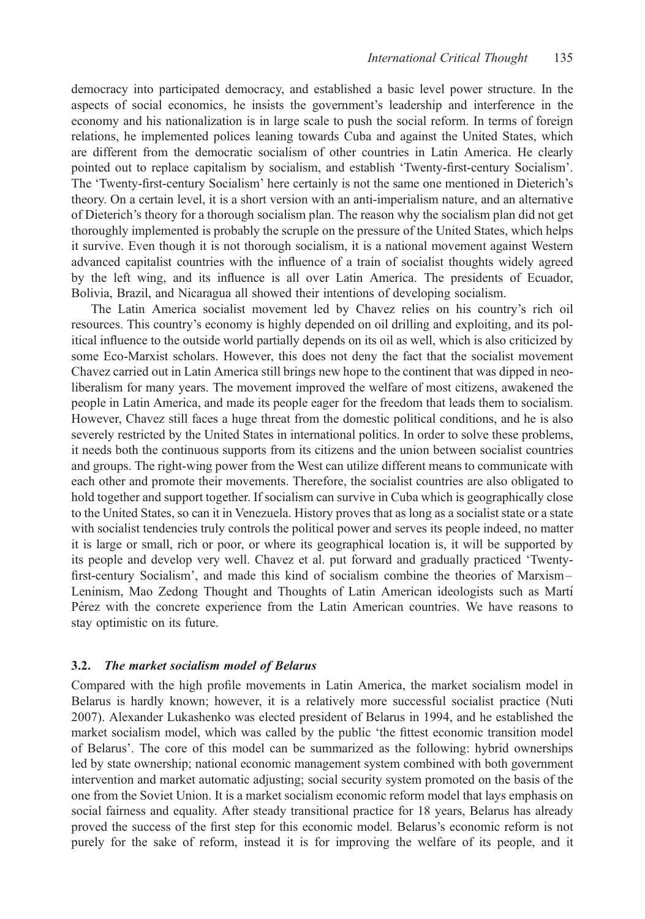democracy into participated democracy, and established a basic level power structure. In the aspects of social economics, he insists the government's leadership and interference in the economy and his nationalization is in large scale to push the social reform. In terms of foreign relations, he implemented polices leaning towards Cuba and against the United States, which are different from the democratic socialism of other countries in Latin America. He clearly pointed out to replace capitalism by socialism, and establish 'Twenty-first-century Socialism'. The 'Twenty-first-century Socialism' here certainly is not the same one mentioned in Dieterich's theory. On a certain level, it is a short version with an anti-imperialism nature, and an alternative of Dieterich's theory for a thorough socialism plan. The reason why the socialism plan did not get thoroughly implemented is probably the scruple on the pressure of the United States, which helps it survive. Even though it is not thorough socialism, it is a national movement against Western advanced capitalist countries with the influence of a train of socialist thoughts widely agreed by the left wing, and its influence is all over Latin America. The presidents of Ecuador, Bolivia, Brazil, and Nicaragua all showed their intentions of developing socialism.

The Latin America socialist movement led by Chavez relies on his country's rich oil resources. This country's economy is highly depended on oil drilling and exploiting, and its political influence to the outside world partially depends on its oil as well, which is also criticized by some Eco-Marxist scholars. However, this does not deny the fact that the socialist movement Chavez carried out in Latin America still brings new hope to the continent that was dipped in neoliberalism for many years. The movement improved the welfare of most citizens, awakened the people in Latin America, and made its people eager for the freedom that leads them to socialism. However, Chavez still faces a huge threat from the domestic political conditions, and he is also severely restricted by the United States in international politics. In order to solve these problems, it needs both the continuous supports from its citizens and the union between socialist countries and groups. The right-wing power from the West can utilize different means to communicate with each other and promote their movements. Therefore, the socialist countries are also obligated to hold together and support together. If socialism can survive in Cuba which is geographically close to the United States, so can it in Venezuela. History proves that as long as a socialist state or a state with socialist tendencies truly controls the political power and serves its people indeed, no matter it is large or small, rich or poor, or where its geographical location is, it will be supported by its people and develop very well. Chavez et al. put forward and gradually practiced 'Twenty-first-century Socialism', and made this kind of socialism combine the theories of Marxism–Leninism, Mao Zedong Thought and Thoughts of Latin American ideologists such as Martí Pérez with the concrete experience from the Latin American countries. We have reasons to stay optimistic on its future.

### 3.2. *The market socialism model of Belarus*

Compared with the high profile movements in Latin America, the market socialism model in Belarus is hardly known; however, it is a relatively more successful socialist practice (Nuti 2007). Alexander Lukashenko was elected president of Belarus in 1994, and he established the market socialism model, which was called by the public 'the fittest economic transition model of Belarus'. The core of this model can be summarized as the following: hybrid ownerships led by state ownership; national economic management system combined with both government intervention and market automatic adjusting; social security system promoted on the basis of the one from the Soviet Union. It is a market socialism economic reform model that lays emphasis on social fairness and equality. After steady transitional practice for 18 years, Belarus has already proved the success of the first step for this economic model. Belarus's economic reform is not purely for the sake of reform, instead it is for improving the welfare of its people, and it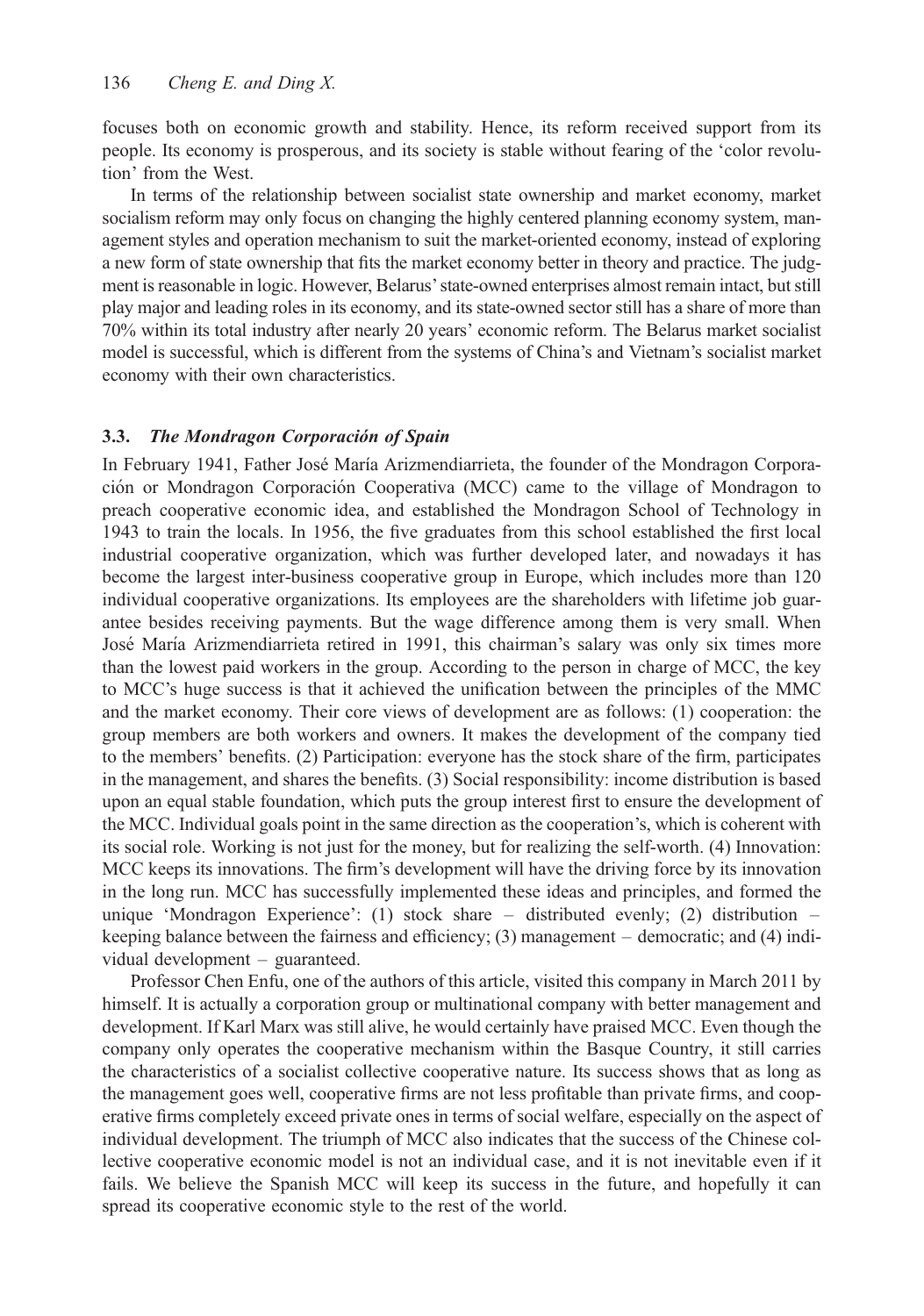focuses both on economic growth and stability. Hence, its reform received support from its people. Its economy is prosperous, and its society is stable without fearing of the 'color revolution' from the West.

In terms of the relationship between socialist state ownership and market economy, market socialism reform may only focus on changing the highly centered planning economy system, management styles and operation mechanism to suit the market-oriented economy, instead of exploring a new form of state ownership that fits the market economy better in theory and practice. The judgment is reasonable in logic. However, Belarus' state-owned enterprises almost remain intact, but still play major and leading roles in its economy, and its state-owned sector still has a share of more than 70% within its total industry after nearly 20 years' economic reform. The Belarus market socialist model is successful, which is different from the systems of China's and Vietnam's socialist market economy with their own characteristics.

### 3.3. *The Mondragon Corporación of Spain*

In February 1941, Father José María Arizmendiarrieta, the founder of the Mondragon Corporación or Mondragon Corporación Cooperativa (MCC) came to the village of Mondragon to preach cooperative economic idea, and established the Mondragon School of Technology in 1943 to train the locals. In 1956, the five graduates from this school established the first local industrial cooperative organization, which was further developed later, and nowadays it has become the largest inter-business cooperative group in Europe, which includes more than 120 individual cooperative organizations. Its employees are the shareholders with lifetime job guarantee besides receiving payments. But the wage difference among them is very small. When José María Arizmendiarrieta retired in 1991, this chairman's salary was only six times more than the lowest paid workers in the group. According to the person in charge of MCC, the key to MCC's huge success is that it achieved the unification between the principles of the MMC and the market economy. Their core views of development are as follows: (1) cooperation: the group members are both workers and owners. It makes the development of the company tied to the members' benefits. (2) Participation: everyone has the stock share of the firm, participates in the management, and shares the benefits. (3) Social responsibility: income distribution is based upon an equal stable foundation, which puts the group interest first to ensure the development of the MCC. Individual goals point in the same direction as the cooperation's, which is coherent with its social role. Working is not just for the money, but for realizing the self-worth. (4) Innovation: MCC keeps its innovations. The firm's development will have the driving force by its innovation in the long run. MCC has successfully implemented these ideas and principles, and formed the unique 'Mondragon Experience': (1) stock share – distributed evenly; (2) distribution – keeping balance between the fairness and efficiency; (3) management – democratic; and (4) individual development – guaranteed.

Professor Chen Enfu, one of the authors of this article, visited this company in March 2011 by himself. It is actually a corporation group or multinational company with better management and development. If Karl Marx was still alive, he would certainly have praised MCC. Even though the company only operates the cooperative mechanism within the Basque Country, it still carries the characteristics of a socialist collective cooperative nature. Its success shows that as long as the management goes well, cooperative firms are not less profitable than private firms, and cooperative firms completely exceed private ones in terms of social welfare, especially on the aspect of individual development. The triumph of MCC also indicates that the success of the Chinese collective cooperative economic model is not an individual case, and it is not inevitable even if it fails. We believe the Spanish MCC will keep its success in the future, and hopefully it can spread its cooperative economic style to the rest of the world.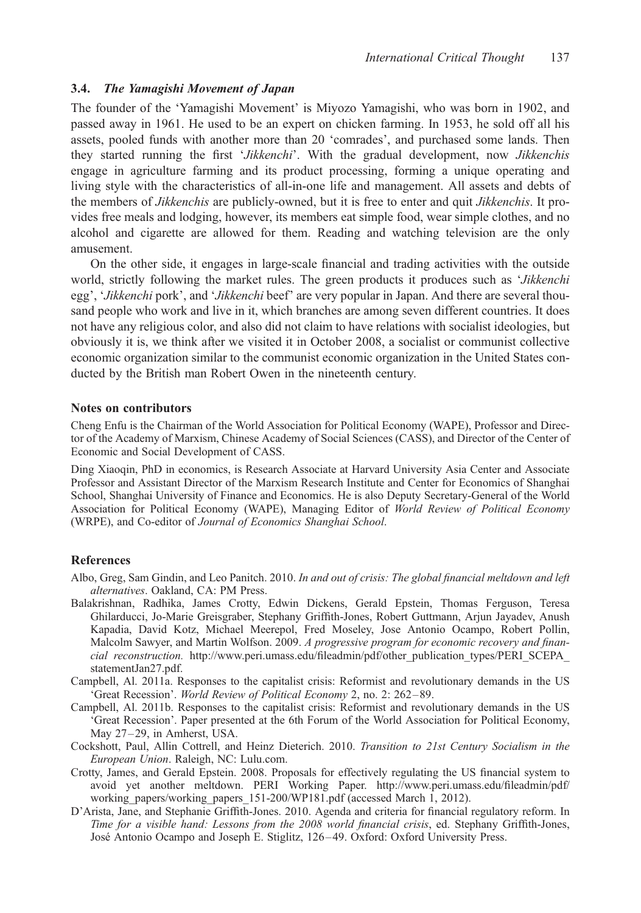### 3.4. *The Yamagishi Movement of Japan*

The founder of the 'Yamagishi Movement' is Miyozo Yamagishi, who was born in 1902, and passed away in 1961. He used to be an expert on chicken farming. In 1953, he sold off all his assets, pooled funds with another more than 20 'comrades', and purchased some lands. Then they started running the first '*Jikkenchi*'. With the gradual development, now *Jikkenchis* engage in agriculture farming and its product processing, forming a unique operating and living style with the characteristics of all-in-one life and management. All assets and debts of the members of *Jikkenchis* are publicly-owned, but it is free to enter and quit *Jikkenchis*. It provides free meals and lodging, however, its members eat simple food, wear simple clothes, and no alcohol and cigarette are allowed for them. Reading and watching television are the only amusement.

On the other side, it engages in large-scale financial and trading activities with the outside world, strictly following the market rules. The green products it produces such as '*Jikkenchi* egg', '*Jikkenchi* pork', and '*Jikkenchi* beef' are very popular in Japan. And there are several thousand people who work and live in it, which branches are among seven different countries. It does not have any religious color, and also did not claim to have relations with socialist ideologies, but obviously it is, we think after we visited it in October 2008, a socialist or communist collective economic organization similar to the communist economic organization in the United States conducted by the British man Robert Owen in the nineteenth century.

## Notes on contributors

Cheng Enfu is the Chairman of the World Association for Political Economy (WAPE), Professor and Director of the Academy of Marxism, Chinese Academy of Social Sciences (CASS), and Director of the Center of Economic and Social Development of CASS.

Ding Xiaoqin, PhD in economics, is Research Associate at Harvard University Asia Center and Associate Professor and Assistant Director of the Marxism Research Institute and Center for Economics of Shanghai School, Shanghai University of Finance and Economics. He is also Deputy Secretary-General of the World Association for Political Economy (WAPE), Managing Editor of *World Review of Political Economy* (WRPE), and Co-editor of *Journal of Economics Shanghai School*.

## References

Albo, Greg, Sam Gindin, and Leo Panitch. 2010. *In and out of crisis: The global financial meltdown and left alternatives*. Oakland, CA: PM Press.

Balakrishnan, Radhika, James Crotty, Edwin Dickens, Gerald Epstein, Thomas Ferguson, Teresa Ghilarducci, Jo-Marie Greisgraber, Stephany Griffith-Jones, Robert Guttmann, Arjun Jayadev, Anush Kapadia, David Kotz, Michael Meerepol, Fred Moseley, Jose Antonio Ocampo, Robert Pollin, Malcolm Sawyer, and Martin Wolfson. 2009. *A progressive program for economic recovery and financial reconstruction.* http://www.peri.umass.edu/fileadmin/pdf/other_publication_types/PERI_SCEPA_statementJan27.pdf.

Campbell, Al. 2011a. Responses to the capitalist crisis: Reformist and revolutionary demands in the US 'Great Recession'. *World Review of Political Economy* 2, no. 2: 262–89.

Campbell, Al. 2011b. Responses to the capitalist crisis: Reformist and revolutionary demands in the US 'Great Recession'. Paper presented at the 6th Forum of the World Association for Political Economy, May 27–29, in Amherst, USA.

Cockshott, Paul, Allin Cottrell, and Heinz Dieterich. 2010. *Transition to 21st Century Socialism in the European Union*. Raleigh, NC: Lulu.com.

Crotty, James, and Gerald Epstein. 2008. Proposals for effectively regulating the US financial system to avoid yet another meltdown. PERI Working Paper. http://www.peri.umass.edu/fileadmin/pdf/working_papers/working_papers_151-200/WP181.pdf (accessed March 1, 2012).

D'Arista, Jane, and Stephanie Griffith-Jones. 2010. Agenda and criteria for financial regulatory reform. In *Time for a visible hand: Lessons from the 2008 world financial crisis*, ed. Stephany Griffith-Jones, José Antonio Ocampo and Joseph E. Stiglitz, 126–49. Oxford: Oxford University Press.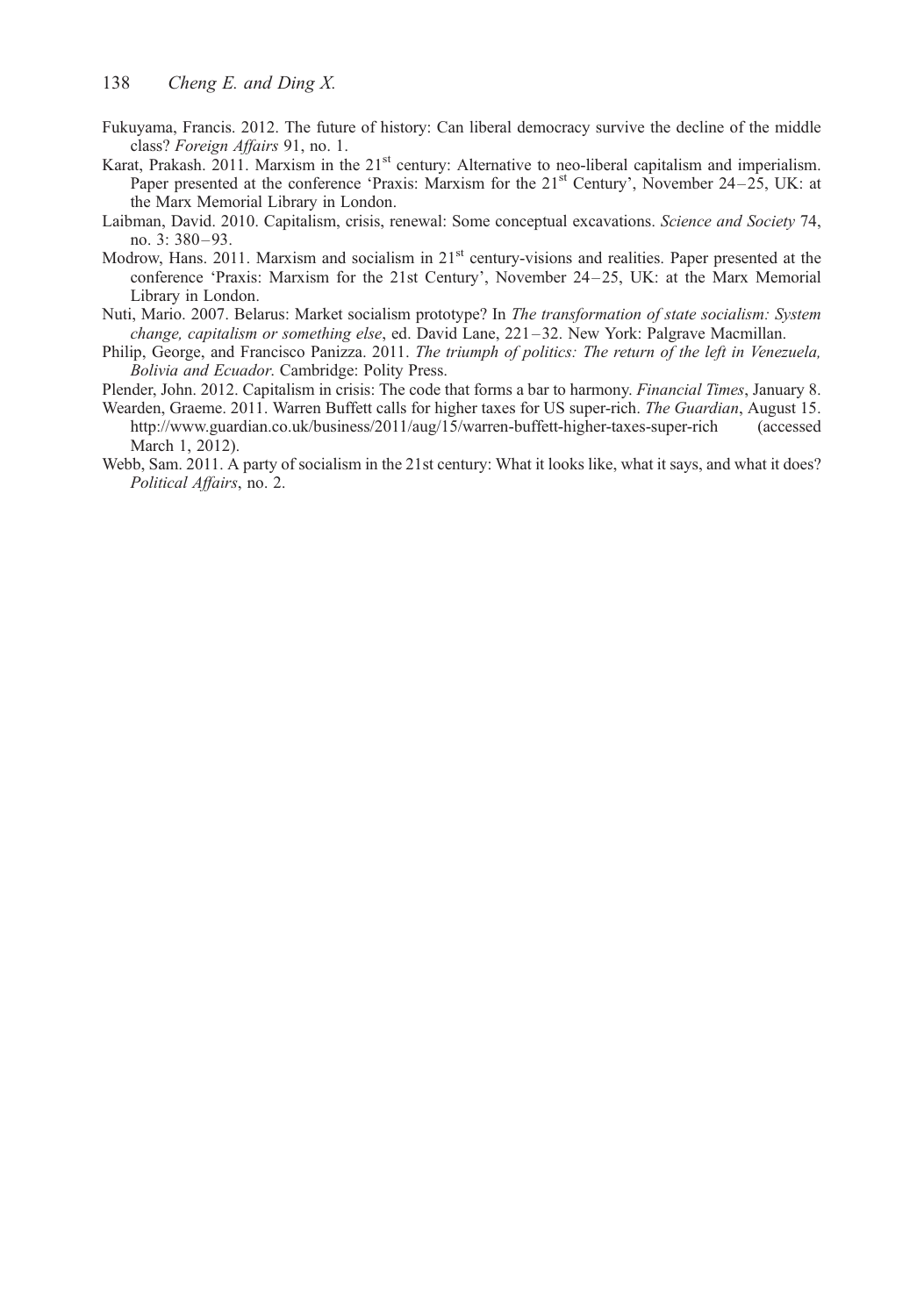Fukuyama, Francis. 2012. The future of history: Can liberal democracy survive the decline of the middle class? *Foreign Affairs* 91, no. 1.

Karat, Prakash. 2011. Marxism in the 21st century: Alternative to neo-liberal capitalism and imperialism. Paper presented at the conference 'Praxis: Marxism for the 21st Century', November 24–25, UK: at the Marx Memorial Library in London.

Laibman, David. 2010. Capitalism, crisis, renewal: Some conceptual excavations. *Science and Society* 74, no. 3: 380–93.

Modrow, Hans. 2011. Marxism and socialism in 21st century-visions and realities. Paper presented at the conference 'Praxis: Marxism for the 21st Century', November 24–25, UK: at the Marx Memorial Library in London.

Nuti, Mario. 2007. Belarus: Market socialism prototype? In *The transformation of state socialism: System change, capitalism or something else*, ed. David Lane, 221–32. New York: Palgrave Macmillan.

Philip, George, and Francisco Panizza. 2011. *The triumph of politics: The return of the left in Venezuela, Bolivia and Ecuador*. Cambridge: Polity Press.

Plender, John. 2012. Capitalism in crisis: The code that forms a bar to harmony. *Financial Times*, January 8.

Wearden, Graeme. 2011. Warren Buffett calls for higher taxes for US super-rich. *The Guardian*, August 15. http://www.guardian.co.uk/business/2011/aug/15/warren-buffett-higher-taxes-super-rich (accessed March 1, 2012).

Webb, Sam. 2011. A party of socialism in the 21st century: What it looks like, what it says, and what it does? *Political Affairs*, no. 2.